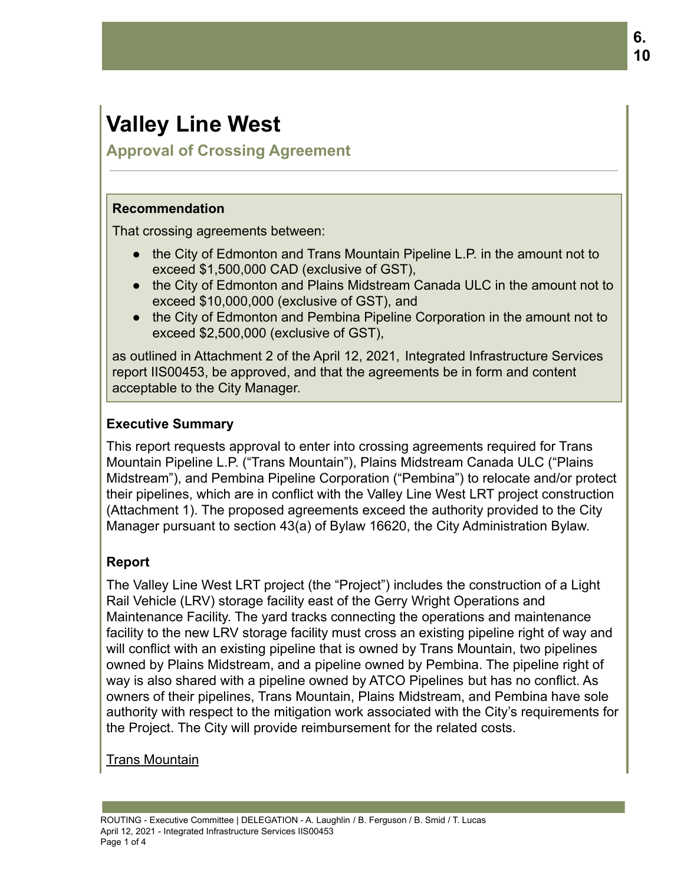# Valley Line West

## Approval of Crossing Agreement

### Recommendation

That crossing agreements between:

- the City of Edmonton and Trans Mountain Pipeline L.P. in the amount not to exceed $1,500,000 CAD (exclusive of GST),
- the City of Edmonton and Plains Midstream Canada ULC in the amount not to exceed $10,000,000 (exclusive of GST), and
- the City of Edmonton and Pembina Pipeline Corporation in the amount not to exceed $2,500,000 (exclusive of GST),

as outlined in Attachment 2 of the April 12, 2021, Integrated Infrastructure Services report IIS00453, be approved, and that the agreements be in form and content acceptable to the City Manager.

### Executive Summary

This report requests approval to enter into crossing agreements required for Trans Mountain Pipeline L.P. ("Trans Mountain"), Plains Midstream Canada ULC ("Plains Midstream"), and Pembina Pipeline Corporation ("Pembina") to relocate and/or protect their pipelines, which are in conflict with the Valley Line West LRT project construction (Attachment 1). The proposed agreements exceed the authority provided to the City Manager pursuant to section 43(a) of Bylaw 16620, the City Administration Bylaw.

### Report

The Valley Line West LRT project (the "Project") includes the construction of a Light Rail Vehicle (LRV) storage facility east of the Gerry Wright Operations and Maintenance Facility. The yard tracks connecting the operations and maintenance facility to the new LRV storage facility must cross an existing pipeline right of way and will conflict with an existing pipeline that is owned by Trans Mountain, two pipelines owned by Plains Midstream, and a pipeline owned by Pembina. The pipeline right of way is also shared with a pipeline owned by ATCO Pipelines but has no conflict. As owners of their pipelines, Trans Mountain, Plains Midstream, and Pembina have sole authority with respect to the mitigation work associated with the City's requirements for the Project. The City will provide reimbursement for the related costs.

<u>Trans Mountain</u>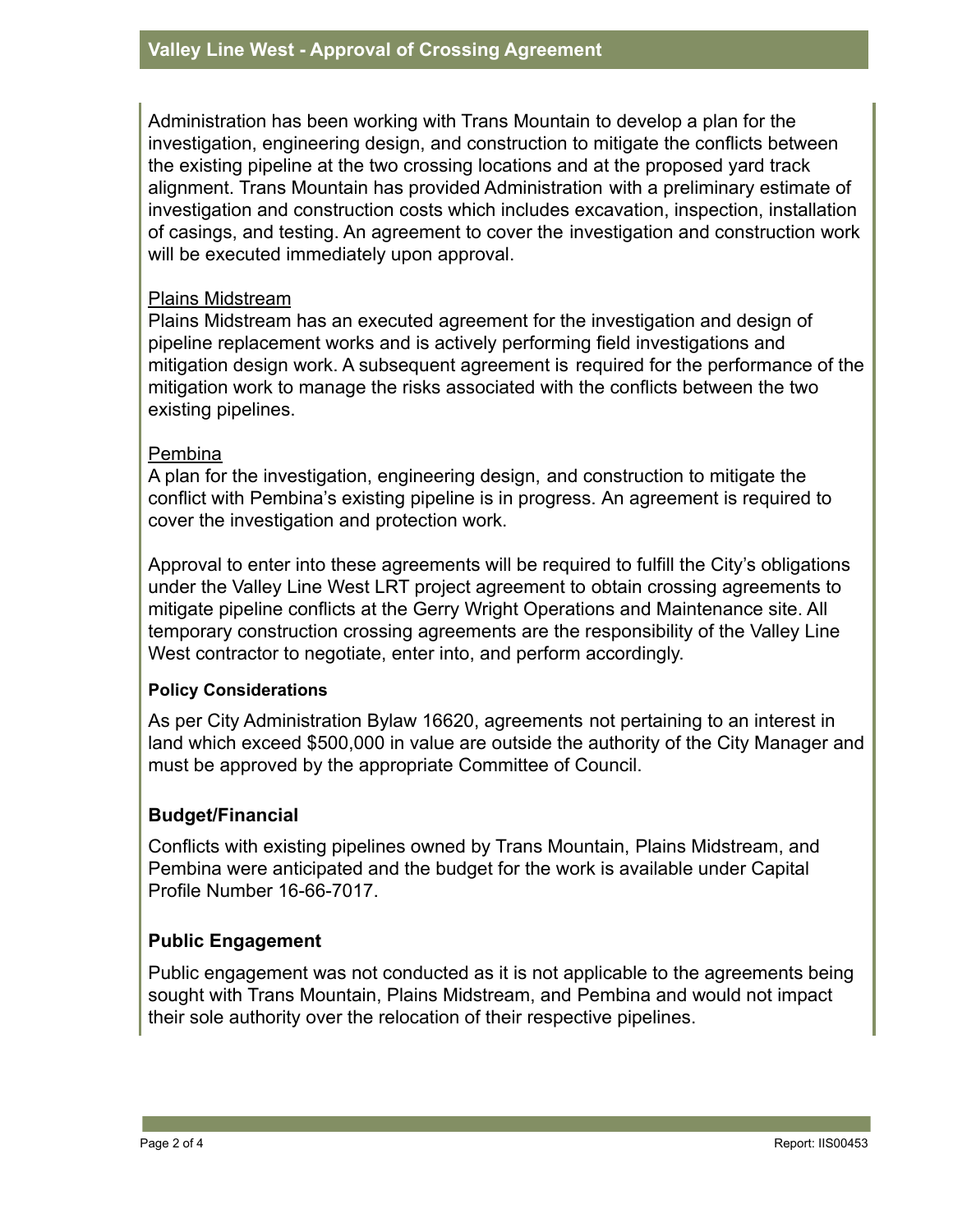Administration has been working with Trans Mountain to develop a plan for the investigation, engineering design, and construction to mitigate the conflicts between the existing pipeline at the two crossing locations and at the proposed yard track alignment. Trans Mountain has provided Administration with a preliminary estimate of investigation and construction costs which includes excavation, inspection, installation of casings, and testing. An agreement to cover the investigation and construction work will be executed immediately upon approval.

<u>Plains Midstream</u>
Plains Midstream has an executed agreement for the investigation and design of pipeline replacement works and is actively performing field investigations and mitigation design work. A subsequent agreement is required for the performance of the mitigation work to manage the risks associated with the conflicts between the two existing pipelines.

<u>Pembina</u>
A plan for the investigation, engineering design, and construction to mitigate the conflict with Pembina's existing pipeline is in progress. An agreement is required to cover the investigation and protection work.

Approval to enter into these agreements will be required to fulfill the City's obligations under the Valley Line West LRT project agreement to obtain crossing agreements to mitigate pipeline conflicts at the Gerry Wright Operations and Maintenance site. All temporary construction crossing agreements are the responsibility of the Valley Line West contractor to negotiate, enter into, and perform accordingly.

#### Policy Considerations

As per City Administration Bylaw 16620, agreements not pertaining to an interest in land which exceed $500,000 in value are outside the authority of the City Manager and must be approved by the appropriate Committee of Council.

### Budget/Financial

Conflicts with existing pipelines owned by Trans Mountain, Plains Midstream, and Pembina were anticipated and the budget for the work is available under Capital Profile Number 16-66-7017.

### Public Engagement

Public engagement was not conducted as it is not applicable to the agreements being sought with Trans Mountain, Plains Midstream, and Pembina and would not impact their sole authority over the relocation of their respective pipelines.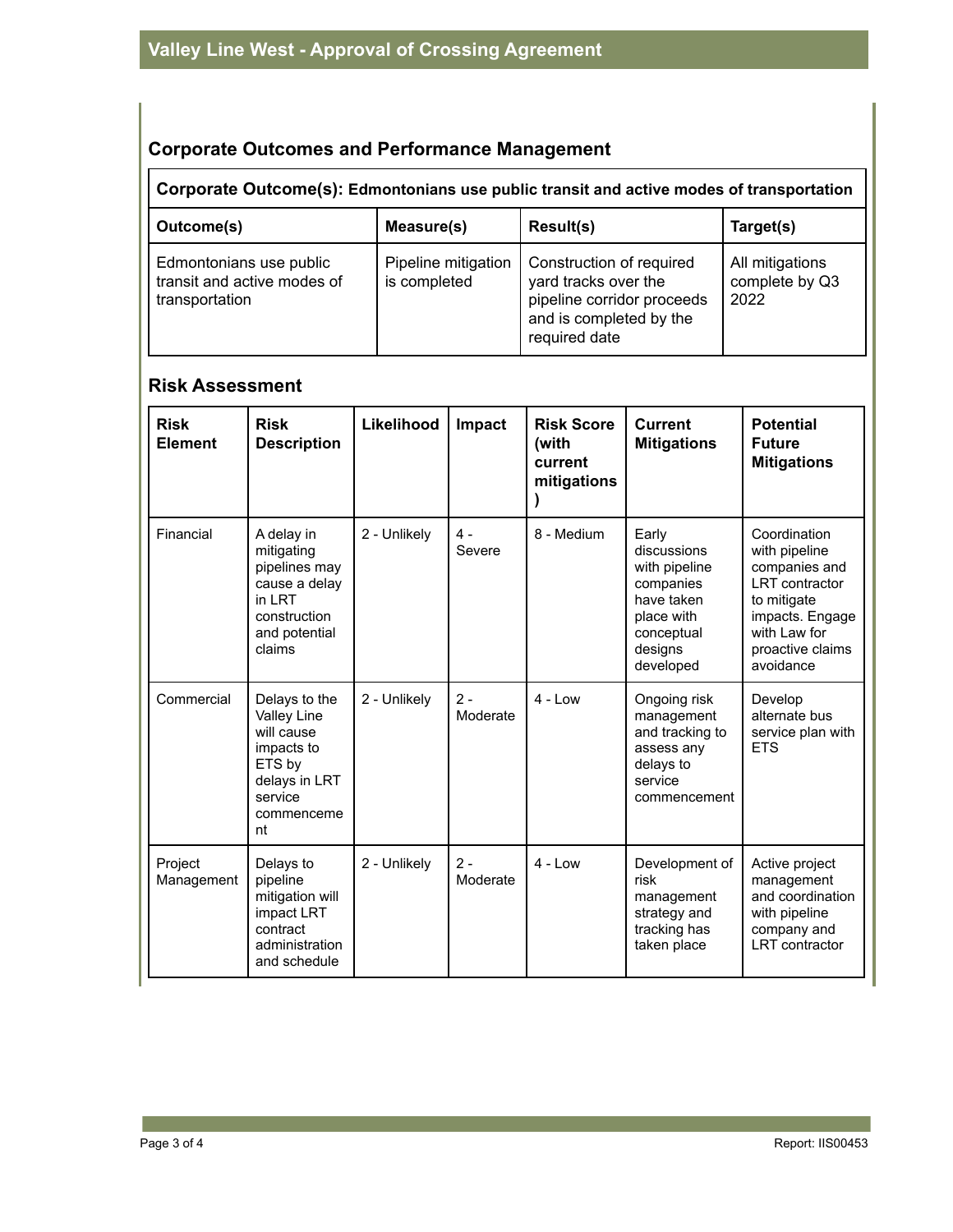## Corporate Outcomes and Performance Management

| Corporate Outcome(s): Edmontonians use public transit and active modes of transportation | | | |
|---|---|---|---|
| **Outcome(s)** | **Measure(s)** | **Result(s)** | **Target(s)** |
| Edmontonians use public transit and active modes of transportation | Pipeline mitigation is completed | Construction of required yard tracks over the pipeline corridor proceeds and is completed by the required date | All mitigations complete by Q3 2022 |

## Risk Assessment

| Risk Element | Risk Description | Likelihood | Impact | Risk Score (with current mitigations) | Current Mitigations | Potential Future Mitigations |
|---|---|---|---|---|---|---|
| Financial | A delay in mitigating pipelines may cause a delay in LRT construction and potential claims | 2 - Unlikely | 4 - Severe | 8 - Medium | Early discussions with pipeline companies have taken place with conceptual designs developed | Coordination with pipeline companies and LRT contractor to mitigate impacts. Engage with Law for proactive claims avoidance |
| Commercial | Delays to the Valley Line will cause impacts to ETS by delays in LRT service commencement | 2 - Unlikely | 2 - Moderate | 4 - Low | Ongoing risk management and tracking to assess any delays to service commencement | Develop alternate bus service plan with ETS |
| Project Management | Delays to pipeline mitigation will impact LRT contract administration and schedule | 2 - Unlikely | 2 - Moderate | 4 - Low | Development of risk management strategy and tracking has taken place | Active project management and coordination with pipeline company and LRT contractor |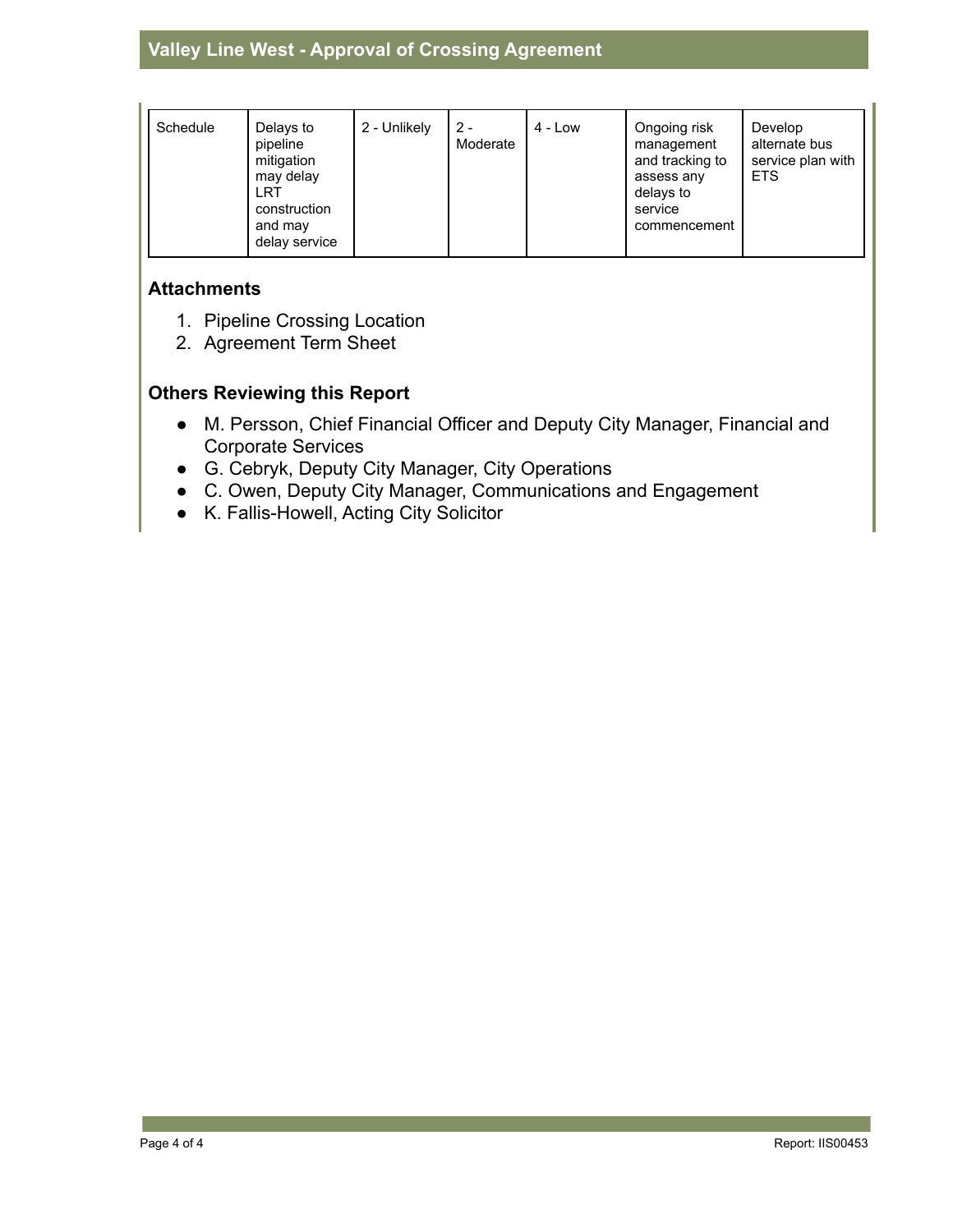| | | | | | | |
|---|---|---|---|---|---|---|
| Schedule | Delays to pipeline mitigation may delay LRT construction and may delay service | 2 - Unlikely | 2 - Moderate | 4 - Low | Ongoing risk management and tracking to assess any delays to service commencement | Develop alternate bus service plan with ETS |

### Attachments

1. Pipeline Crossing Location
2. Agreement Term Sheet

### Others Reviewing this Report

- M. Persson, Chief Financial Officer and Deputy City Manager, Financial and Corporate Services
- G. Cebryk, Deputy City Manager, City Operations
- C. Owen, Deputy City Manager, Communications and Engagement
- K. Fallis-Howell, Acting City Solicitor